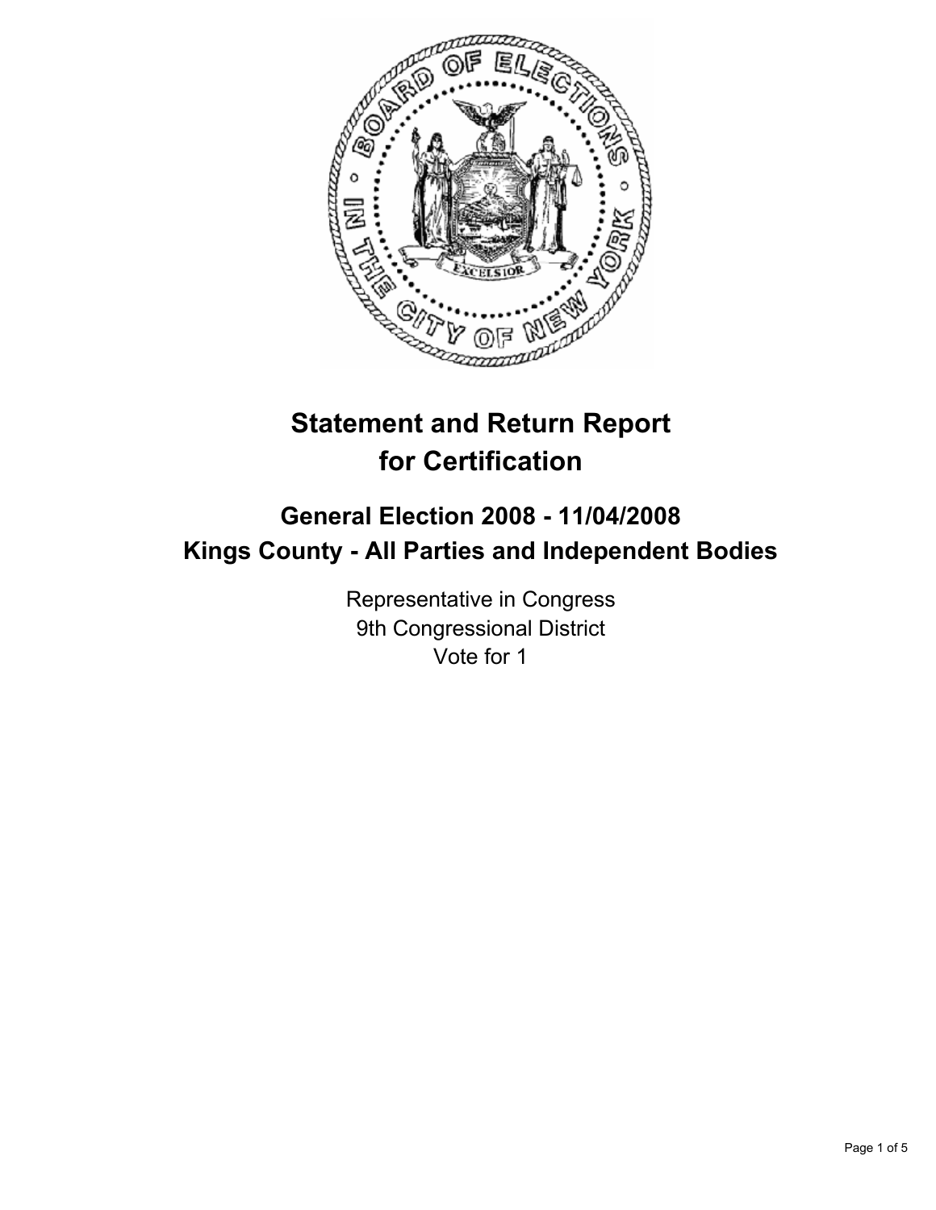# Statement and Return Report for Certification

## General Election 2008 - 11/04/2008
## Kings County - All Parties and Independent Bodies

Representative in Congress
9th Congressional District
Vote for 1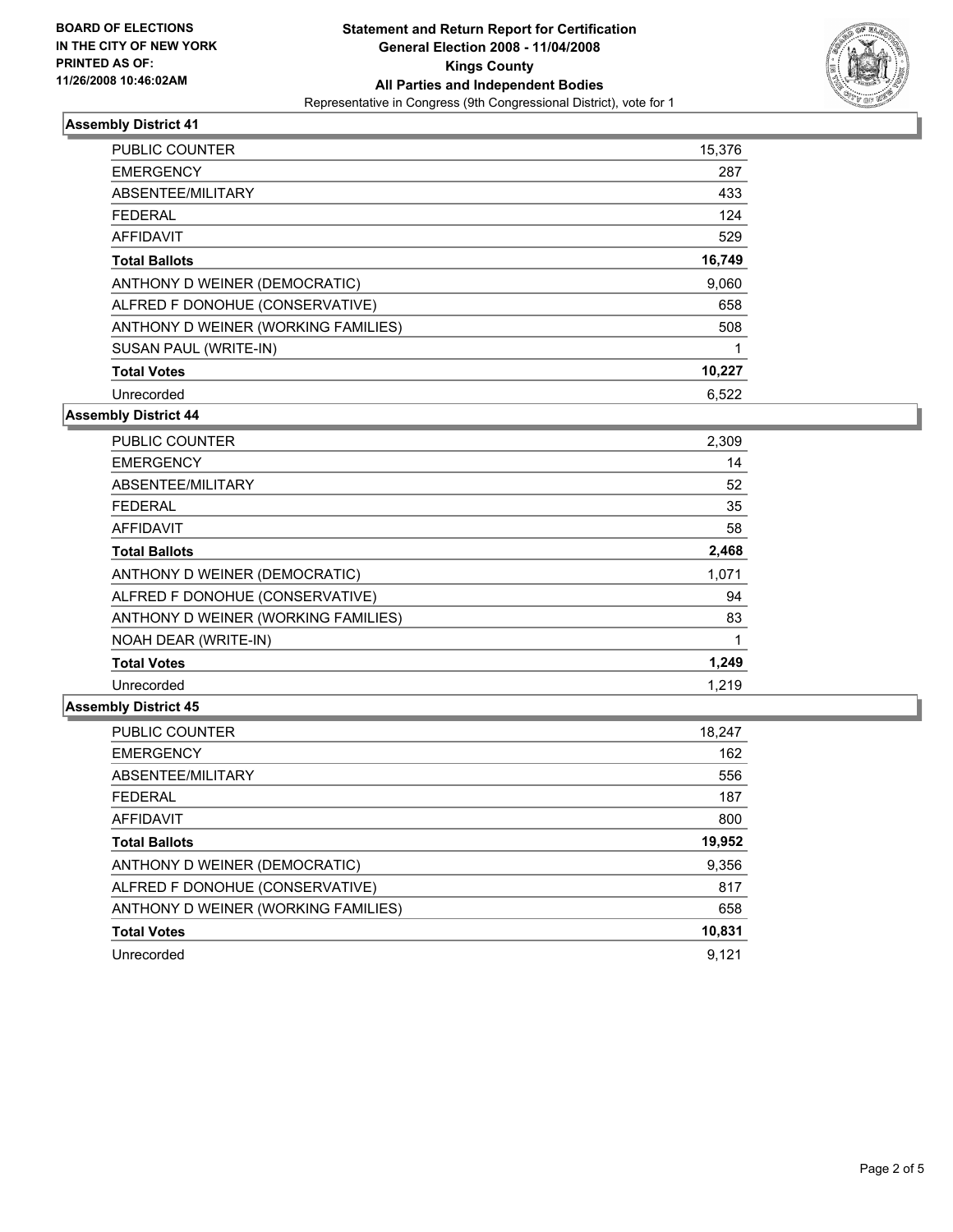**BOARD OF ELECTIONS IN THE CITY OF NEW YORK PRINTED AS OF: 11/26/2008 10:46:02AM**

**Statement and Return Report for Certification**
**General Election 2008 - 11/04/2008**
**Kings County**
**All Parties and Independent Bodies**
Representative in Congress (9th Congressional District), vote for 1

## Assembly District 41

| | |
|---|---|
| PUBLIC COUNTER | 15,376 |
| EMERGENCY | 287 |
| ABSENTEE/MILITARY | 433 |
| FEDERAL | 124 |
| AFFIDAVIT | 529 |
| **Total Ballots** | **16,749** |
| ANTHONY D WEINER (DEMOCRATIC) | 9,060 |
| ALFRED F DONOHUE (CONSERVATIVE) | 658 |
| ANTHONY D WEINER (WORKING FAMILIES) | 508 |
| SUSAN PAUL (WRITE-IN) | 1 |
| **Total Votes** | **10,227** |
| Unrecorded | 6,522 |

## Assembly District 44

| | |
|---|---|
| PUBLIC COUNTER | 2,309 |
| EMERGENCY | 14 |
| ABSENTEE/MILITARY | 52 |
| FEDERAL | 35 |
| AFFIDAVIT | 58 |
| **Total Ballots** | **2,468** |
| ANTHONY D WEINER (DEMOCRATIC) | 1,071 |
| ALFRED F DONOHUE (CONSERVATIVE) | 94 |
| ANTHONY D WEINER (WORKING FAMILIES) | 83 |
| NOAH DEAR (WRITE-IN) | 1 |
| **Total Votes** | **1,249** |
| Unrecorded | 1,219 |

## Assembly District 45

| | |
|---|---|
| PUBLIC COUNTER | 18,247 |
| EMERGENCY | 162 |
| ABSENTEE/MILITARY | 556 |
| FEDERAL | 187 |
| AFFIDAVIT | 800 |
| **Total Ballots** | **19,952** |
| ANTHONY D WEINER (DEMOCRATIC) | 9,356 |
| ALFRED F DONOHUE (CONSERVATIVE) | 817 |
| ANTHONY D WEINER (WORKING FAMILIES) | 658 |
| **Total Votes** | **10,831** |
| Unrecorded | 9,121 |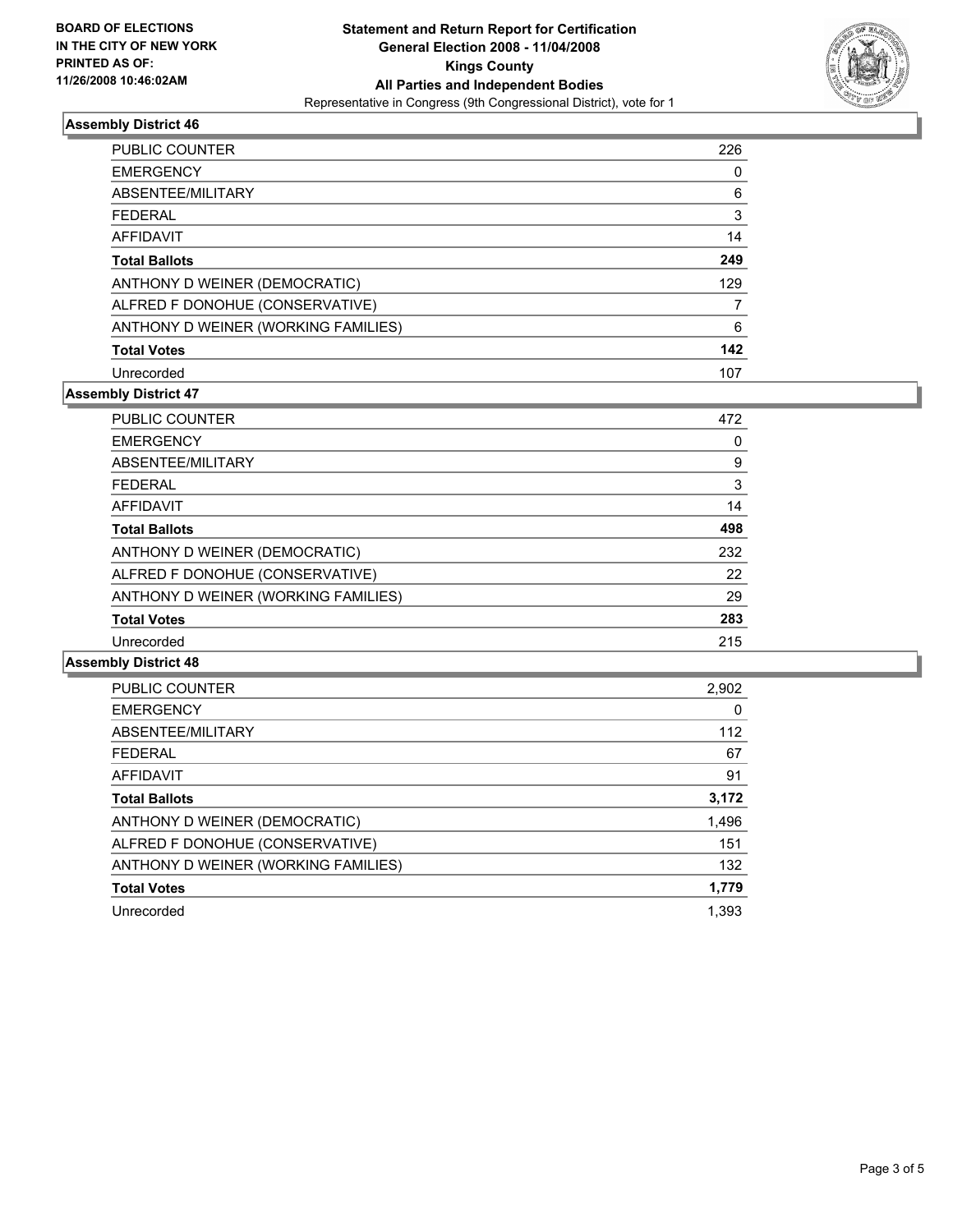**BOARD OF ELECTIONS IN THE CITY OF NEW YORK PRINTED AS OF: 11/26/2008 10:46:02AM**

# Statement and Return Report for Certification
## General Election 2008 - 11/04/2008
## Kings County
## All Parties and Independent Bodies
Representative in Congress (9th Congressional District), vote for 1

### Assembly District 46

| | |
|---|---|
| PUBLIC COUNTER | 226 |
| EMERGENCY | 0 |
| ABSENTEE/MILITARY | 6 |
| FEDERAL | 3 |
| AFFIDAVIT | 14 |
| **Total Ballots** | **249** |
| ANTHONY D WEINER (DEMOCRATIC) | 129 |
| ALFRED F DONOHUE (CONSERVATIVE) | 7 |
| ANTHONY D WEINER (WORKING FAMILIES) | 6 |
| **Total Votes** | **142** |
| Unrecorded | 107 |

### Assembly District 47

| | |
|---|---|
| PUBLIC COUNTER | 472 |
| EMERGENCY | 0 |
| ABSENTEE/MILITARY | 9 |
| FEDERAL | 3 |
| AFFIDAVIT | 14 |
| **Total Ballots** | **498** |
| ANTHONY D WEINER (DEMOCRATIC) | 232 |
| ALFRED F DONOHUE (CONSERVATIVE) | 22 |
| ANTHONY D WEINER (WORKING FAMILIES) | 29 |
| **Total Votes** | **283** |
| Unrecorded | 215 |

### Assembly District 48

| | |
|---|---|
| PUBLIC COUNTER | 2,902 |
| EMERGENCY | 0 |
| ABSENTEE/MILITARY | 112 |
| FEDERAL | 67 |
| AFFIDAVIT | 91 |
| **Total Ballots** | **3,172** |
| ANTHONY D WEINER (DEMOCRATIC) | 1,496 |
| ALFRED F DONOHUE (CONSERVATIVE) | 151 |
| ANTHONY D WEINER (WORKING FAMILIES) | 132 |
| **Total Votes** | **1,779** |
| Unrecorded | 1,393 |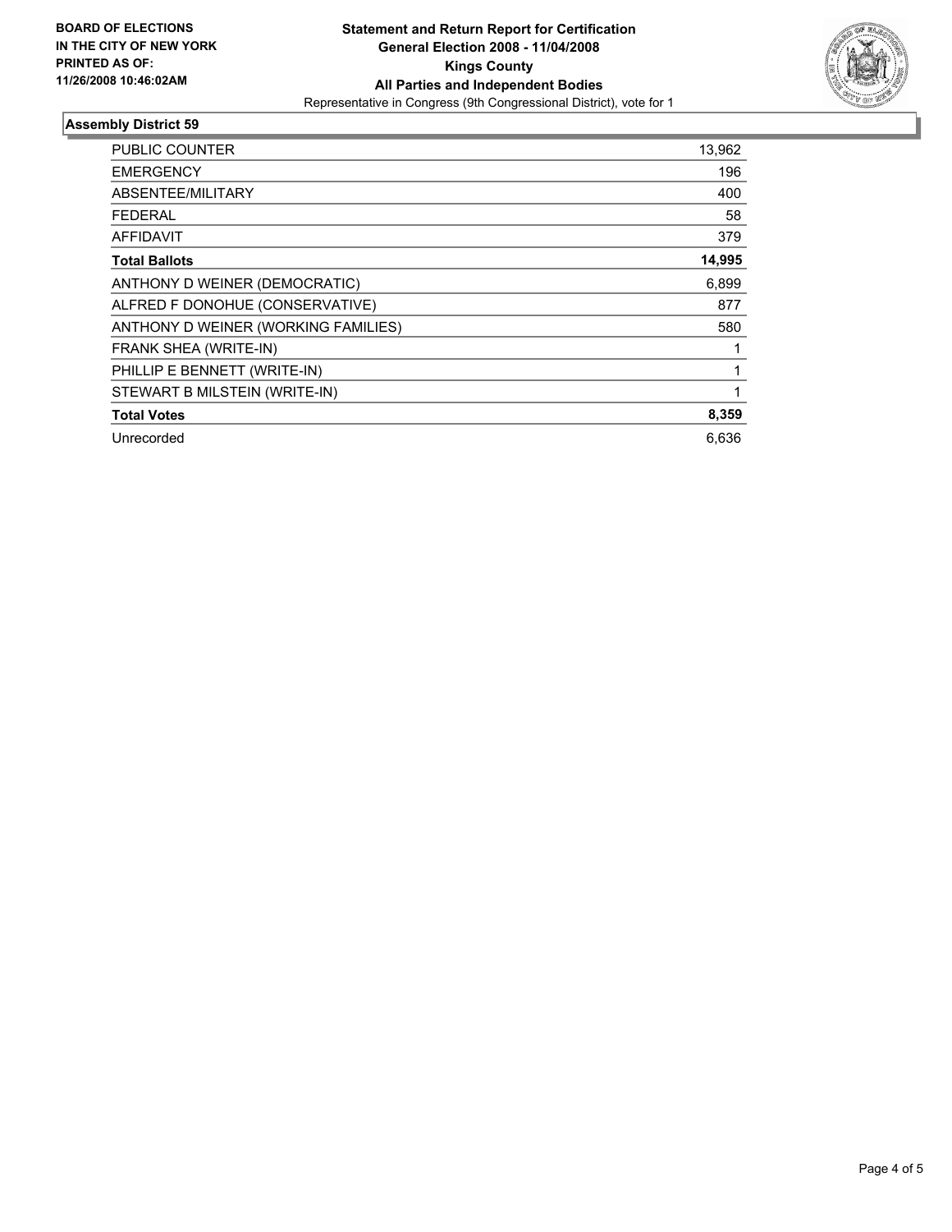**BOARD OF ELECTIONS IN THE CITY OF NEW YORK PRINTED AS OF: 11/26/2008 10:46:02AM**

# Statement and Return Report for Certification
## General Election 2008 - 11/04/2008
## Kings County
## All Parties and Independent Bodies
Representative in Congress (9th Congressional District), vote for 1

### Assembly District 59

| | |
|---|---|
| PUBLIC COUNTER | 13,962 |
| EMERGENCY | 196 |
| ABSENTEE/MILITARY | 400 |
| FEDERAL | 58 |
| AFFIDAVIT | 379 |
| **Total Ballots** | **14,995** |
| ANTHONY D WEINER (DEMOCRATIC) | 6,899 |
| ALFRED F DONOHUE (CONSERVATIVE) | 877 |
| ANTHONY D WEINER (WORKING FAMILIES) | 580 |
| FRANK SHEA (WRITE-IN) | 1 |
| PHILLIP E BENNETT (WRITE-IN) | 1 |
| STEWART B MILSTEIN (WRITE-IN) | 1 |
| **Total Votes** | **8,359** |
| Unrecorded | 6,636 |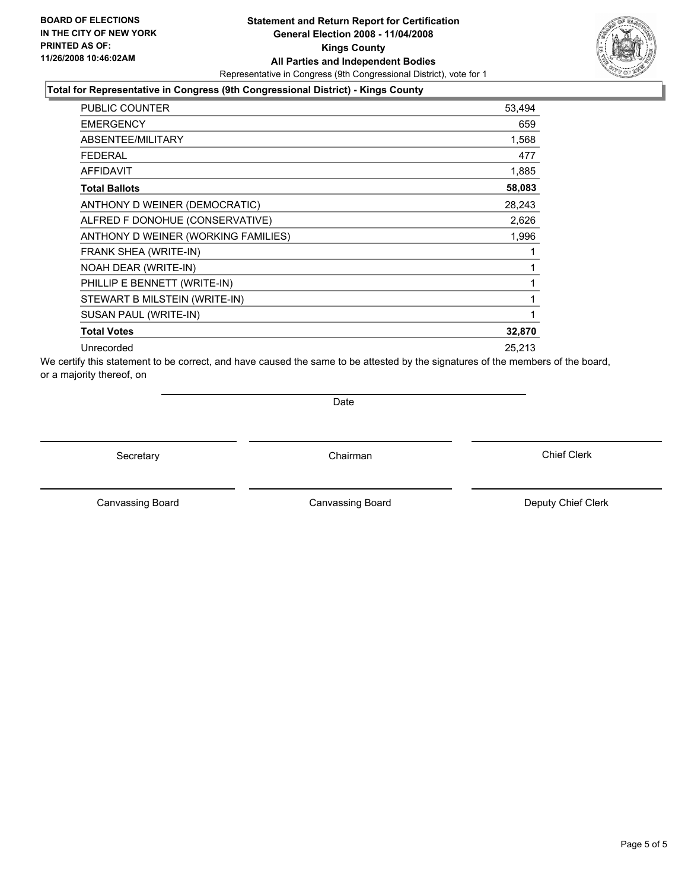**BOARD OF ELECTIONS IN THE CITY OF NEW YORK PRINTED AS OF: 11/26/2008 10:46:02AM**

**Statement and Return Report for Certification**
**General Election 2008 - 11/04/2008**
**Kings County**
**All Parties and Independent Bodies**
Representative in Congress (9th Congressional District), vote for 1

**Total for Representative in Congress (9th Congressional District) - Kings County**

| | |
|---|---|
| PUBLIC COUNTER | 53,494 |
| EMERGENCY | 659 |
| ABSENTEE/MILITARY | 1,568 |
| FEDERAL | 477 |
| AFFIDAVIT | 1,885 |
| **Total Ballots** | **58,083** |
| ANTHONY D WEINER (DEMOCRATIC) | 28,243 |
| ALFRED F DONOHUE (CONSERVATIVE) | 2,626 |
| ANTHONY D WEINER (WORKING FAMILIES) | 1,996 |
| FRANK SHEA (WRITE-IN) | 1 |
| NOAH DEAR (WRITE-IN) | 1 |
| PHILLIP E BENNETT (WRITE-IN) | 1 |
| STEWART B MILSTEIN (WRITE-IN) | 1 |
| SUSAN PAUL (WRITE-IN) | 1 |
| **Total Votes** | **32,870** |
| Unrecorded | 25,213 |

We certify this statement to be correct, and have caused the same to be attested by the signatures of the members of the board, or a majority thereof, on

Date

Secretary | Chairman | Chief Clerk

Canvassing Board | Canvassing Board | Deputy Chief Clerk